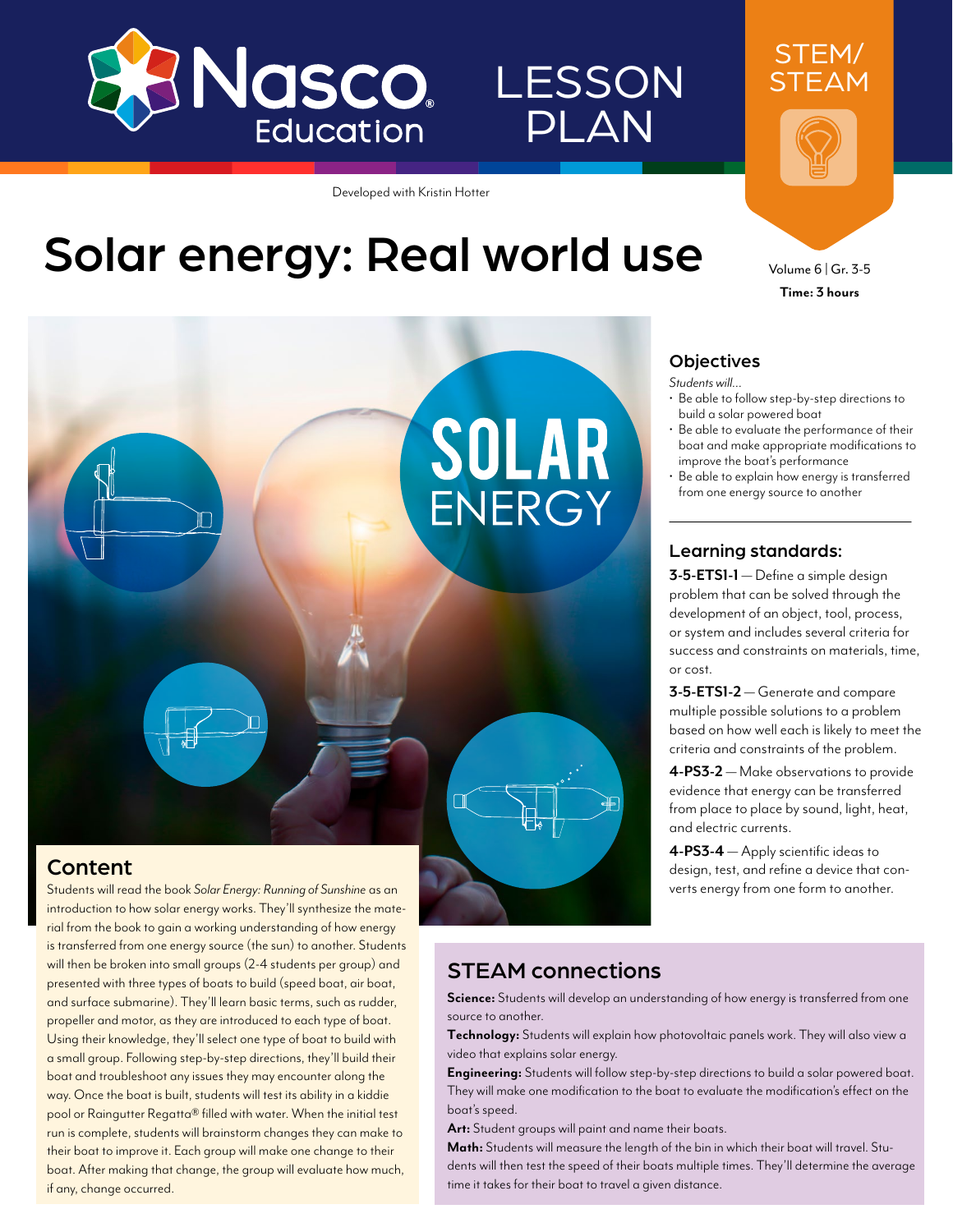Nasco Education

# LESSON PLAN

STEM/STEAM

Developed with Kristin Hotter

# Solar energy: Real world use

Volume 6 | Gr. 3-5

**Time: 3 hours**

SOLAR ENERGY

## Content

Students will read the book *Solar Energy: Running of Sunshine* as an introduction to how solar energy works. They'll synthesize the material from the book to gain a working understanding of how energy is transferred from one energy source (the sun) to another. Students will then be broken into small groups (2-4 students per group) and presented with three types of boats to build (speed boat, air boat, and surface submarine). They'll learn basic terms, such as rudder, propeller and motor, as they are introduced to each type of boat. Using their knowledge, they'll select one type of boat to build with a small group. Following step-by-step directions, they'll build their boat and troubleshoot any issues they may encounter along the way. Once the boat is built, students will test its ability in a kiddie pool or Raingutter Regatta® filled with water. When the initial test run is complete, students will brainstorm changes they can make to their boat to improve it. Each group will make one change to their boat. After making that change, the group will evaluate how much, if any, change occurred.

## Objectives

*Students will...*

- Be able to follow step-by-step directions to build a solar powered boat
- Be able to evaluate the performance of their boat and make appropriate modifications to improve the boat's performance
- Be able to explain how energy is transferred from one energy source to another

## Learning standards:

**3-5-ETS1-1** — Define a simple design problem that can be solved through the development of an object, tool, process, or system and includes several criteria for success and constraints on materials, time, or cost.

**3-5-ETS1-2** — Generate and compare multiple possible solutions to a problem based on how well each is likely to meet the criteria and constraints of the problem.

**4-PS3-2** — Make observations to provide evidence that energy can be transferred from place to place by sound, light, heat, and electric currents.

**4-PS3-4** — Apply scientific ideas to design, test, and refine a device that converts energy from one form to another.

## STEAM connections

**Science:** Students will develop an understanding of how energy is transferred from one source to another.

**Technology:** Students will explain how photovoltaic panels work. They will also view a video that explains solar energy.

**Engineering:** Students will follow step-by-step directions to build a solar powered boat. They will make one modification to the boat to evaluate the modification's effect on the boat's speed.

**Art:** Student groups will paint and name their boats.

**Math:** Students will measure the length of the bin in which their boat will travel. Students will then test the speed of their boats multiple times. They'll determine the average time it takes for their boat to travel a given distance.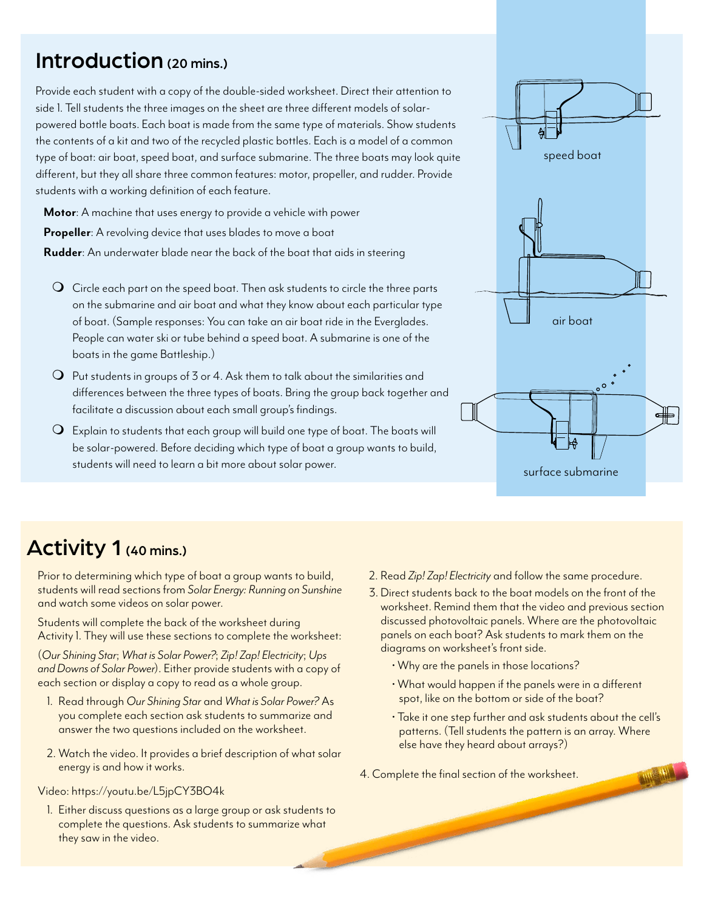## Introduction (20 mins.)

Provide each student with a copy of the double-sided worksheet. Direct their attention to side 1. Tell students the three images on the sheet are three different models of solar-powered bottle boats. Each boat is made from the same type of materials. Show students the contents of a kit and two of the recycled plastic bottles. Each is a model of a common type of boat: air boat, speed boat, and surface submarine. The three boats may look quite different, but they all share three common features: motor, propeller, and rudder. Provide students with a working definition of each feature.

**Motor**: A machine that uses energy to provide a vehicle with power

**Propeller**: A revolving device that uses blades to move a boat

**Rudder**: An underwater blade near the back of the boat that aids in steering

- Circle each part on the speed boat. Then ask students to circle the three parts on the submarine and air boat and what they know about each particular type of boat. (Sample responses: You can take an air boat ride in the Everglades. People can water ski or tube behind a speed boat. A submarine is one of the boats in the game Battleship.)
- Put students in groups of 3 or 4. Ask them to talk about the similarities and differences between the three types of boats. Bring the group back together and facilitate a discussion about each small group's findings.
- Explain to students that each group will build one type of boat. The boats will be solar-powered. Before deciding which type of boat a group wants to build, students will need to learn a bit more about solar power.

speed boat

air boat

surface submarine

## Activity 1 (40 mins.)

Prior to determining which type of boat a group wants to build, students will read sections from *Solar Energy: Running on Sunshine* and watch some videos on solar power.

Students will complete the back of the worksheet during Activity 1. They will use these sections to complete the worksheet:

(*Our Shining Star*; *What is Solar Power?*; *Zip! Zap! Electricity*; *Ups and Downs of Solar Power*). Either provide students with a copy of each section or display a copy to read as a whole group.

1. Read through *Our Shining Star* and *What is Solar Power?* As you complete each section ask students to summarize and answer the two questions included on the worksheet.
2. Watch the video. It provides a brief description of what solar energy is and how it works.

Video: https://youtu.be/L5jpCY3BO4k

1. Either discuss questions as a large group or ask students to complete the questions. Ask students to summarize what they saw in the video.
2. Read *Zip! Zap! Electricity* and follow the same procedure.
3. Direct students back to the boat models on the front of the worksheet. Remind them that the video and previous section discussed photovoltaic panels. Where are the photovoltaic panels on each boat? Ask students to mark them on the diagrams on worksheet's front side.
   - Why are the panels in those locations?
   - What would happen if the panels were in a different spot, like on the bottom or side of the boat?
   - Take it one step further and ask students about the cell's patterns. (Tell students the pattern is an array. Where else have they heard about arrays?)
4. Complete the final section of the worksheet.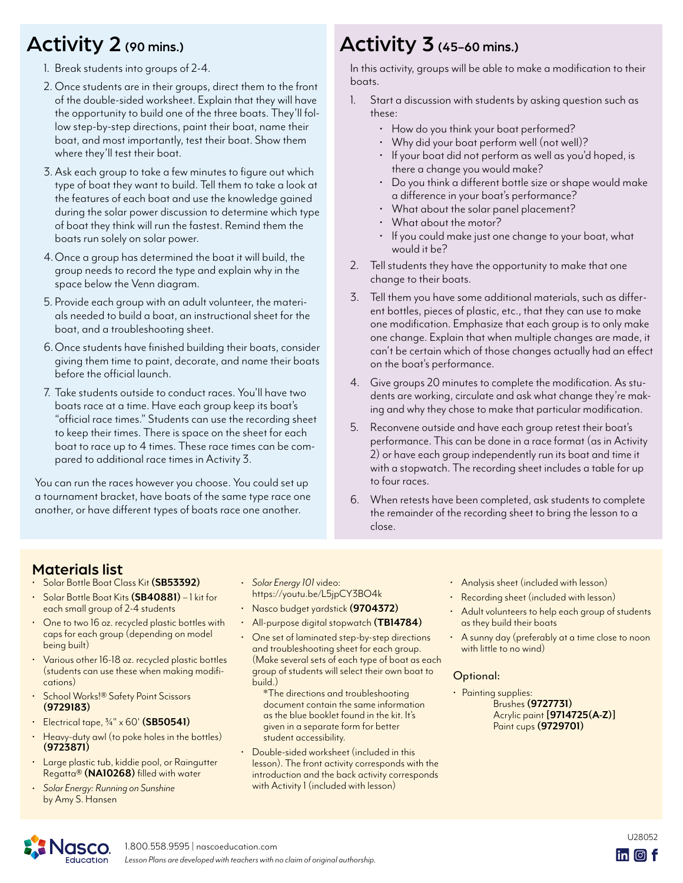## Activity 2 (90 mins.)

1. Break students into groups of 2-4.
2. Once students are in their groups, direct them to the front of the double-sided worksheet. Explain that they will have the opportunity to build one of the three boats. They'll follow step-by-step directions, paint their boat, name their boat, and most importantly, test their boat. Show them where they'll test their boat.
3. Ask each group to take a few minutes to figure out which type of boat they want to build. Tell them to take a look at the features of each boat and use the knowledge gained during the solar power discussion to determine which type of boat they think will run the fastest. Remind them the boats run solely on solar power.
4. Once a group has determined the boat it will build, the group needs to record the type and explain why in the space below the Venn diagram.
5. Provide each group with an adult volunteer, the materials needed to build a boat, an instructional sheet for the boat, and a troubleshooting sheet.
6. Once students have finished building their boats, consider giving them time to paint, decorate, and name their boats before the official launch.
7. Take students outside to conduct races. You'll have two boats race at a time. Have each group keep its boat's "official race times." Students can use the recording sheet to keep their times. There is space on the sheet for each boat to race up to 4 times. These race times can be compared to additional race times in Activity 3.

You can run the races however you choose. You could set up a tournament bracket, have boats of the same type race one another, or have different types of boats race one another.

## Activity 3 (45–60 mins.)

In this activity, groups will be able to make a modification to their boats.

1. Start a discussion with students by asking question such as these:
   - How do you think your boat performed?
   - Why did your boat perform well (not well)?
   - If your boat did not perform as well as you'd hoped, is there a change you would make?
   - Do you think a different bottle size or shape would make a difference in your boat's performance?
   - What about the solar panel placement?
   - What about the motor?
   - If you could make just one change to your boat, what would it be?
2. Tell students they have the opportunity to make that one change to their boats.
3. Tell them you have some additional materials, such as different bottles, pieces of plastic, etc., that they can use to make one modification. Emphasize that each group is to only make one change. Explain that when multiple changes are made, it can't be certain which of those changes actually had an effect on the boat's performance.
4. Give groups 20 minutes to complete the modification. As students are working, circulate and ask what change they're making and why they chose to make that particular modification.
5. Reconvene outside and have each group retest their boat's performance. This can be done in a race format (as in Activity 2) or have each group independently run its boat and time it with a stopwatch. The recording sheet includes a table for up to four races.
6. When retests have been completed, ask students to complete the remainder of the recording sheet to bring the lesson to a close.

## Materials list

- Solar Bottle Boat Class Kit **(SB53392)**
- Solar Bottle Boat Kits **(SB40881)** – 1 kit for each small group of 2-4 students
- One to two 16 oz. recycled plastic bottles with caps for each group (depending on model being built)
- Various other 16-18 oz. recycled plastic bottles (students can use these when making modifications)
- School Works!® Safety Point Scissors **(9729183)**
- Electrical tape, ¾" x 60' **(SB50541)**
- Heavy-duty awl (to poke holes in the bottles) **(9723871)**
- Large plastic tub, kiddie pool, or Raingutter Regatta® **(NA10268)** filled with water
- *Solar Energy: Running on Sunshine* by Amy S. Hansen
- *Solar Energy 101* video: https://youtu.be/L5jpCY3BO4k
- Nasco budget yardstick **(9704372)**
- All-purpose digital stopwatch **(TB14784)**
- One set of laminated step-by-step directions and troubleshooting sheet for each group. (Make several sets of each type of boat as each group of students will select their own boat to build.)
  *The directions and troubleshooting document contain the same information as the blue booklet found in the kit. It's given in a separate form for better student accessibility.
- Double-sided worksheet (included in this lesson). The front activity corresponds with the introduction and the back activity corresponds with Activity 1 (included with lesson)
- Analysis sheet (included with lesson)
- Recording sheet (included with lesson)
- Adult volunteers to help each group of students as they build their boats
- A sunny day (preferably at a time close to noon with little to no wind)

### Optional:

- Painting supplies:
  - Brushes **(9727731)**
  - Acrylic paint **[9714725(A-Z)]**
  - Paint cups **(9729701)**

1.800.558.9595 | nascoeducation.com

*Lesson Plans are developed with teachers with no claim of original authorship.*

U28052